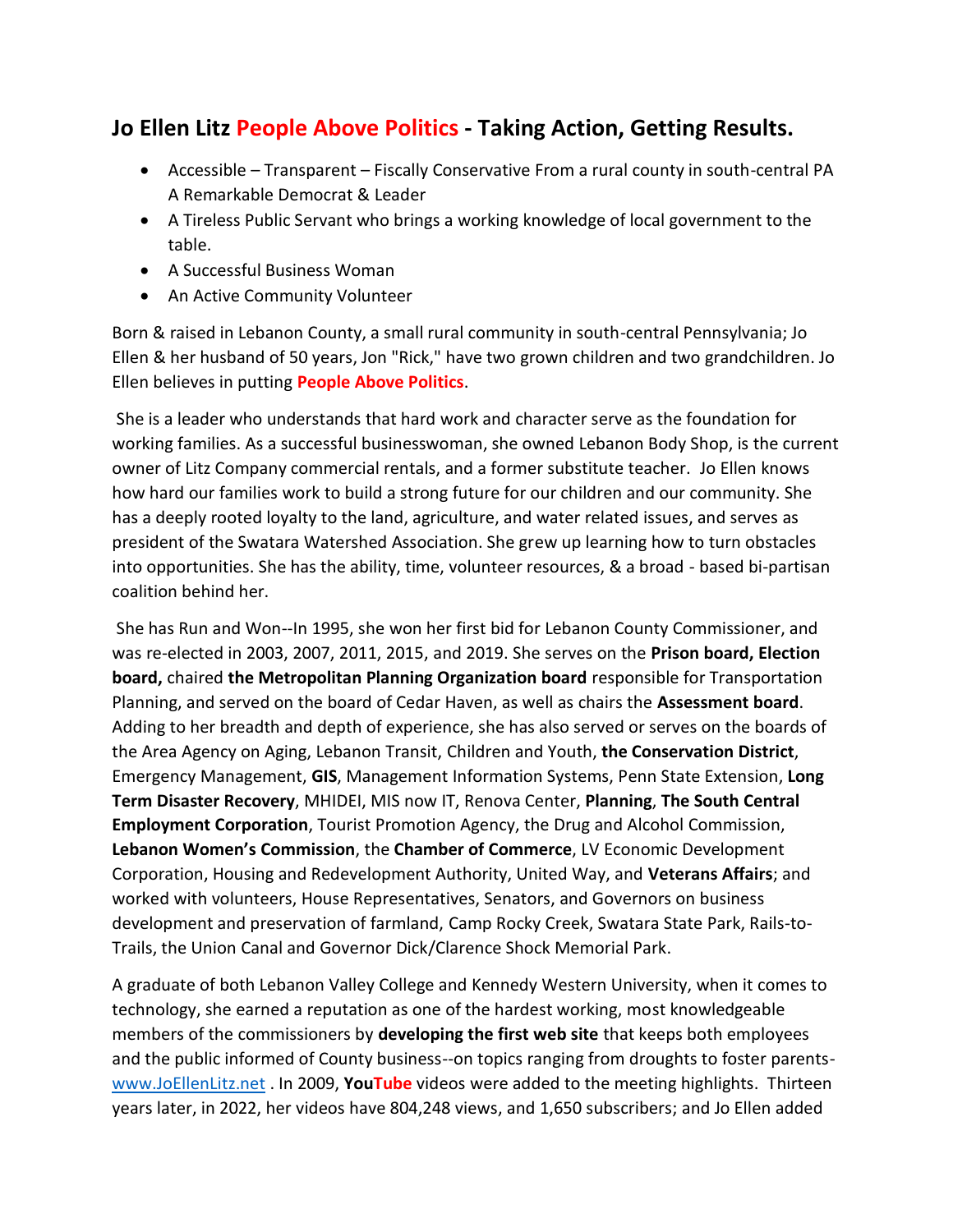## Jo Ellen Litz People Above Politics - Taking Action, Getting Results.

- Accessible – Transparent – Fiscally Conservative From a rural county in south-central PA A Remarkable Democrat & Leader
- A Tireless Public Servant who brings a working knowledge of local government to the table.
- A Successful Business Woman
- An Active Community Volunteer

Born & raised in Lebanon County, a small rural community in south-central Pennsylvania; Jo Ellen & her husband of 50 years, Jon "Rick," have two grown children and two grandchildren. Jo Ellen believes in putting **People Above Politics**.

She is a leader who understands that hard work and character serve as the foundation for working families. As a successful businesswoman, she owned Lebanon Body Shop, is the current owner of Litz Company commercial rentals, and a former substitute teacher. Jo Ellen knows how hard our families work to build a strong future for our children and our community. She has a deeply rooted loyalty to the land, agriculture, and water related issues, and serves as president of the Swatara Watershed Association. She grew up learning how to turn obstacles into opportunities. She has the ability, time, volunteer resources, & a broad - based bi-partisan coalition behind her.

She has Run and Won--In 1995, she won her first bid for Lebanon County Commissioner, and was re-elected in 2003, 2007, 2011, 2015, and 2019. She serves on the **Prison board, Election board,** chaired **the Metropolitan Planning Organization board** responsible for Transportation Planning, and served on the board of Cedar Haven, as well as chairs the **Assessment board**. Adding to her breadth and depth of experience, she has also served or serves on the boards of the Area Agency on Aging, Lebanon Transit, Children and Youth, **the Conservation District**, Emergency Management, **GIS**, Management Information Systems, Penn State Extension, **Long Term Disaster Recovery**, MHIDEI, MIS now IT, Renova Center, **Planning**, **The South Central Employment Corporation**, Tourist Promotion Agency, the Drug and Alcohol Commission, **Lebanon Women's Commission**, the **Chamber of Commerce**, LV Economic Development Corporation, Housing and Redevelopment Authority, United Way, and **Veterans Affairs**; and worked with volunteers, House Representatives, Senators, and Governors on business development and preservation of farmland, Camp Rocky Creek, Swatara State Park, Rails-to-Trails, the Union Canal and Governor Dick/Clarence Shock Memorial Park.

A graduate of both Lebanon Valley College and Kennedy Western University, when it comes to technology, she earned a reputation as one of the hardest working, most knowledgeable members of the commissioners by **developing the first web site** that keeps both employees and the public informed of County business--on topics ranging from droughts to foster parents- www.JoEllenLitz.net . In 2009, **YouTube** videos were added to the meeting highlights. Thirteen years later, in 2022, her videos have 804,248 views, and 1,650 subscribers; and Jo Ellen added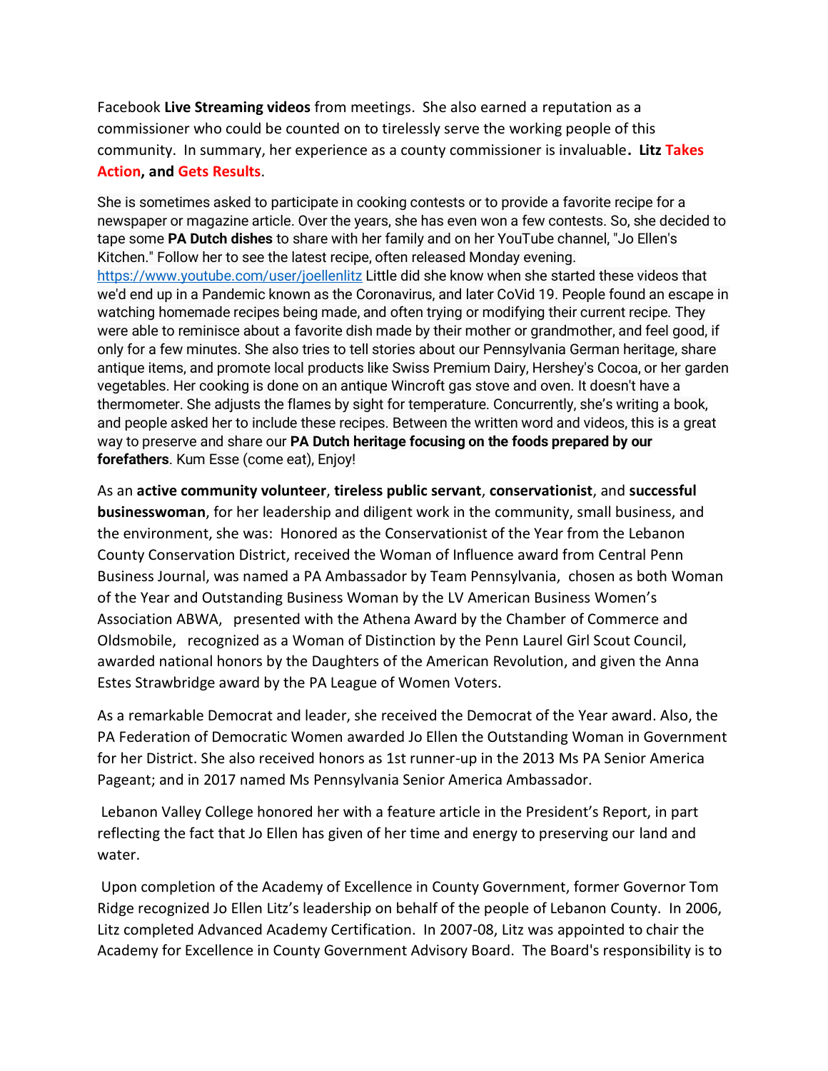Facebook **Live Streaming videos** from meetings. She also earned a reputation as a commissioner who could be counted on to tirelessly serve the working people of this community. In summary, her experience as a county commissioner is invaluable**. Litz Takes Action, and Gets Results**.

She is sometimes asked to participate in cooking contests or to provide a favorite recipe for a newspaper or magazine article. Over the years, she has even won a few contests. So, she decided to tape some **PA Dutch dishes** to share with her family and on her YouTube channel, "Jo Ellen's Kitchen." Follow her to see the latest recipe, often released Monday evening. https://www.youtube.com/user/joellenlitz Little did she know when she started these videos that we'd end up in a Pandemic known as the Coronavirus, and later CoVid 19. People found an escape in watching homemade recipes being made, and often trying or modifying their current recipe. They were able to reminisce about a favorite dish made by their mother or grandmother, and feel good, if only for a few minutes. She also tries to tell stories about our Pennsylvania German heritage, share antique items, and promote local products like Swiss Premium Dairy, Hershey's Cocoa, or her garden vegetables. Her cooking is done on an antique Wincroft gas stove and oven. It doesn't have a thermometer. She adjusts the flames by sight for temperature. Concurrently, she's writing a book, and people asked her to include these recipes. Between the written word and videos, this is a great way to preserve and share our **PA Dutch heritage focusing on the foods prepared by our forefathers**. Kum Esse (come eat), Enjoy!

As an **active community volunteer**, **tireless public servant**, **conservationist**, and **successful businesswoman**, for her leadership and diligent work in the community, small business, and the environment, she was: Honored as the Conservationist of the Year from the Lebanon County Conservation District, received the Woman of Influence award from Central Penn Business Journal, was named a PA Ambassador by Team Pennsylvania, chosen as both Woman of the Year and Outstanding Business Woman by the LV American Business Women's Association ABWA, presented with the Athena Award by the Chamber of Commerce and Oldsmobile, recognized as a Woman of Distinction by the Penn Laurel Girl Scout Council, awarded national honors by the Daughters of the American Revolution, and given the Anna Estes Strawbridge award by the PA League of Women Voters.

As a remarkable Democrat and leader, she received the Democrat of the Year award. Also, the PA Federation of Democratic Women awarded Jo Ellen the Outstanding Woman in Government for her District. She also received honors as 1st runner-up in the 2013 Ms PA Senior America Pageant; and in 2017 named Ms Pennsylvania Senior America Ambassador.

Lebanon Valley College honored her with a feature article in the President's Report, in part reflecting the fact that Jo Ellen has given of her time and energy to preserving our land and water.

Upon completion of the Academy of Excellence in County Government, former Governor Tom Ridge recognized Jo Ellen Litz's leadership on behalf of the people of Lebanon County. In 2006, Litz completed Advanced Academy Certification. In 2007-08, Litz was appointed to chair the Academy for Excellence in County Government Advisory Board. The Board's responsibility is to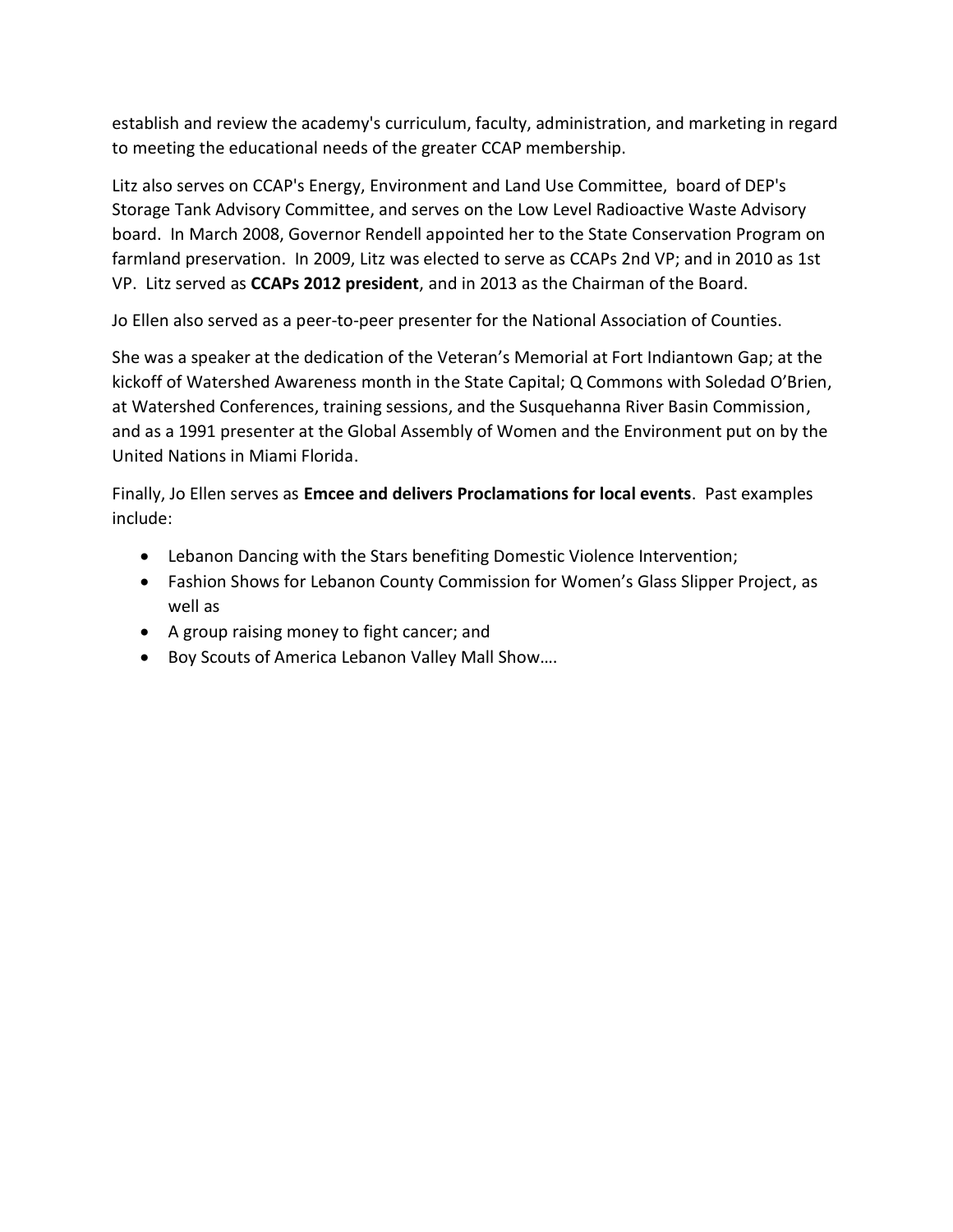establish and review the academy's curriculum, faculty, administration, and marketing in regard to meeting the educational needs of the greater CCAP membership.

Litz also serves on CCAP's Energy, Environment and Land Use Committee, board of DEP's Storage Tank Advisory Committee, and serves on the Low Level Radioactive Waste Advisory board. In March 2008, Governor Rendell appointed her to the State Conservation Program on farmland preservation. In 2009, Litz was elected to serve as CCAPs 2nd VP; and in 2010 as 1st VP. Litz served as **CCAPs 2012 president**, and in 2013 as the Chairman of the Board.

Jo Ellen also served as a peer-to-peer presenter for the National Association of Counties.

She was a speaker at the dedication of the Veteran's Memorial at Fort Indiantown Gap; at the kickoff of Watershed Awareness month in the State Capital; Q Commons with Soledad O'Brien, at Watershed Conferences, training sessions, and the Susquehanna River Basin Commission, and as a 1991 presenter at the Global Assembly of Women and the Environment put on by the United Nations in Miami Florida.

Finally, Jo Ellen serves as **Emcee and delivers Proclamations for local events**. Past examples include:

- Lebanon Dancing with the Stars benefiting Domestic Violence Intervention;
- Fashion Shows for Lebanon County Commission for Women's Glass Slipper Project, as well as
- A group raising money to fight cancer; and
- Boy Scouts of America Lebanon Valley Mall Show….